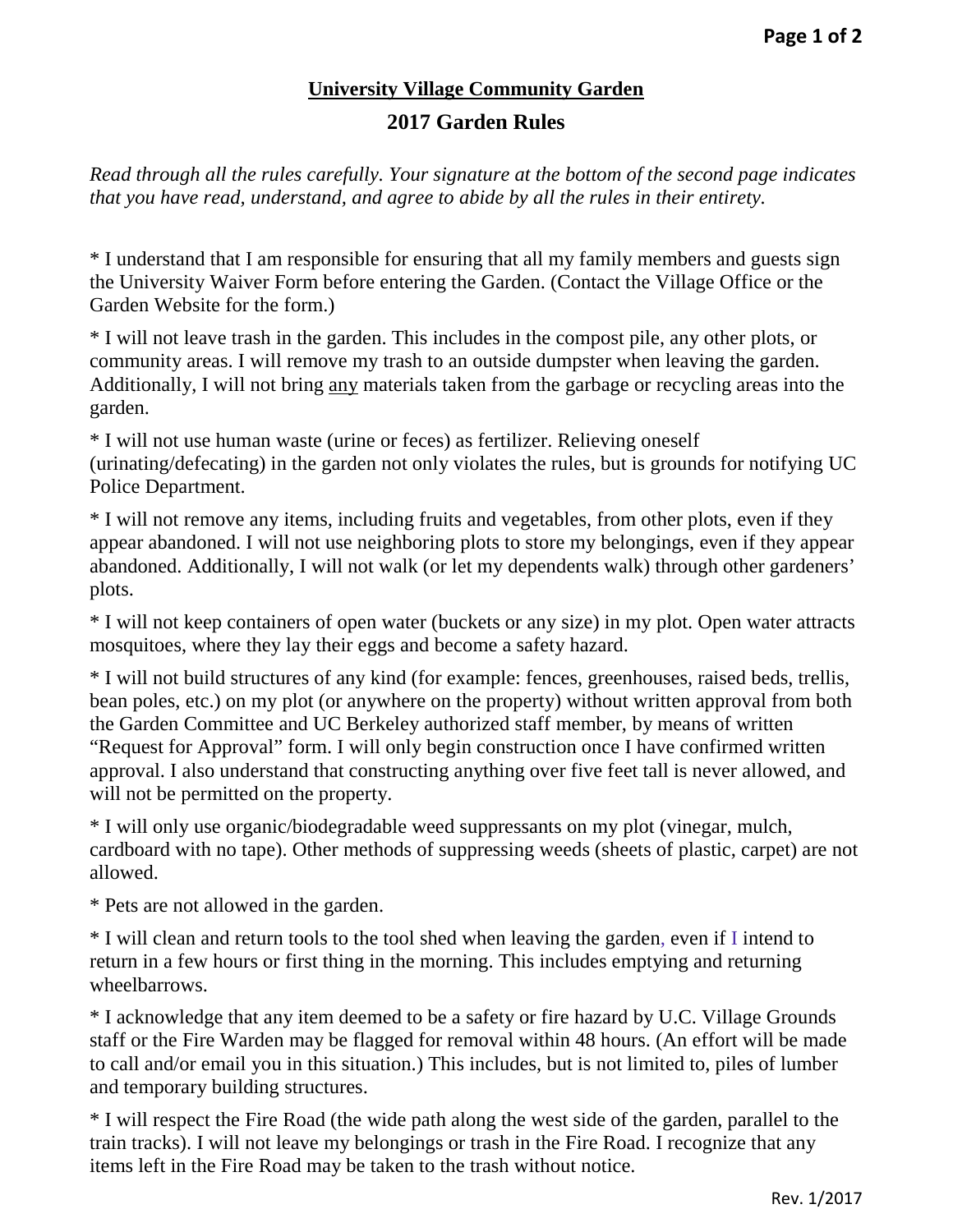# University Village Community Garden

## 2017 Garden Rules

*Read through all the rules carefully. Your signature at the bottom of the second page indicates that you have read, understand, and agree to abide by all the rules in their entirety.*

* I understand that I am responsible for ensuring that all my family members and guests sign the University Waiver Form before entering the Garden. (Contact the Village Office or the Garden Website for the form.)

* I will not leave trash in the garden. This includes in the compost pile, any other plots, or community areas. I will remove my trash to an outside dumpster when leaving the garden. Additionally, I will not bring <u>any</u> materials taken from the garbage or recycling areas into the garden.

* I will not use human waste (urine or feces) as fertilizer. Relieving oneself (urinating/defecating) in the garden not only violates the rules, but is grounds for notifying UC Police Department.

* I will not remove any items, including fruits and vegetables, from other plots, even if they appear abandoned. I will not use neighboring plots to store my belongings, even if they appear abandoned. Additionally, I will not walk (or let my dependents walk) through other gardeners' plots.

* I will not keep containers of open water (buckets or any size) in my plot. Open water attracts mosquitoes, where they lay their eggs and become a safety hazard.

* I will not build structures of any kind (for example: fences, greenhouses, raised beds, trellis, bean poles, etc.) on my plot (or anywhere on the property) without written approval from both the Garden Committee and UC Berkeley authorized staff member, by means of written "Request for Approval" form. I will only begin construction once I have confirmed written approval. I also understand that constructing anything over five feet tall is never allowed, and will not be permitted on the property.

* I will only use organic/biodegradable weed suppressants on my plot (vinegar, mulch, cardboard with no tape). Other methods of suppressing weeds (sheets of plastic, carpet) are not allowed.

* Pets are not allowed in the garden.

* I will clean and return tools to the tool shed when leaving the garden, even if I intend to return in a few hours or first thing in the morning. This includes emptying and returning wheelbarrows.

* I acknowledge that any item deemed to be a safety or fire hazard by U.C. Village Grounds staff or the Fire Warden may be flagged for removal within 48 hours. (An effort will be made to call and/or email you in this situation.) This includes, but is not limited to, piles of lumber and temporary building structures.

* I will respect the Fire Road (the wide path along the west side of the garden, parallel to the train tracks). I will not leave my belongings or trash in the Fire Road. I recognize that any items left in the Fire Road may be taken to the trash without notice.

Rev. 1/2017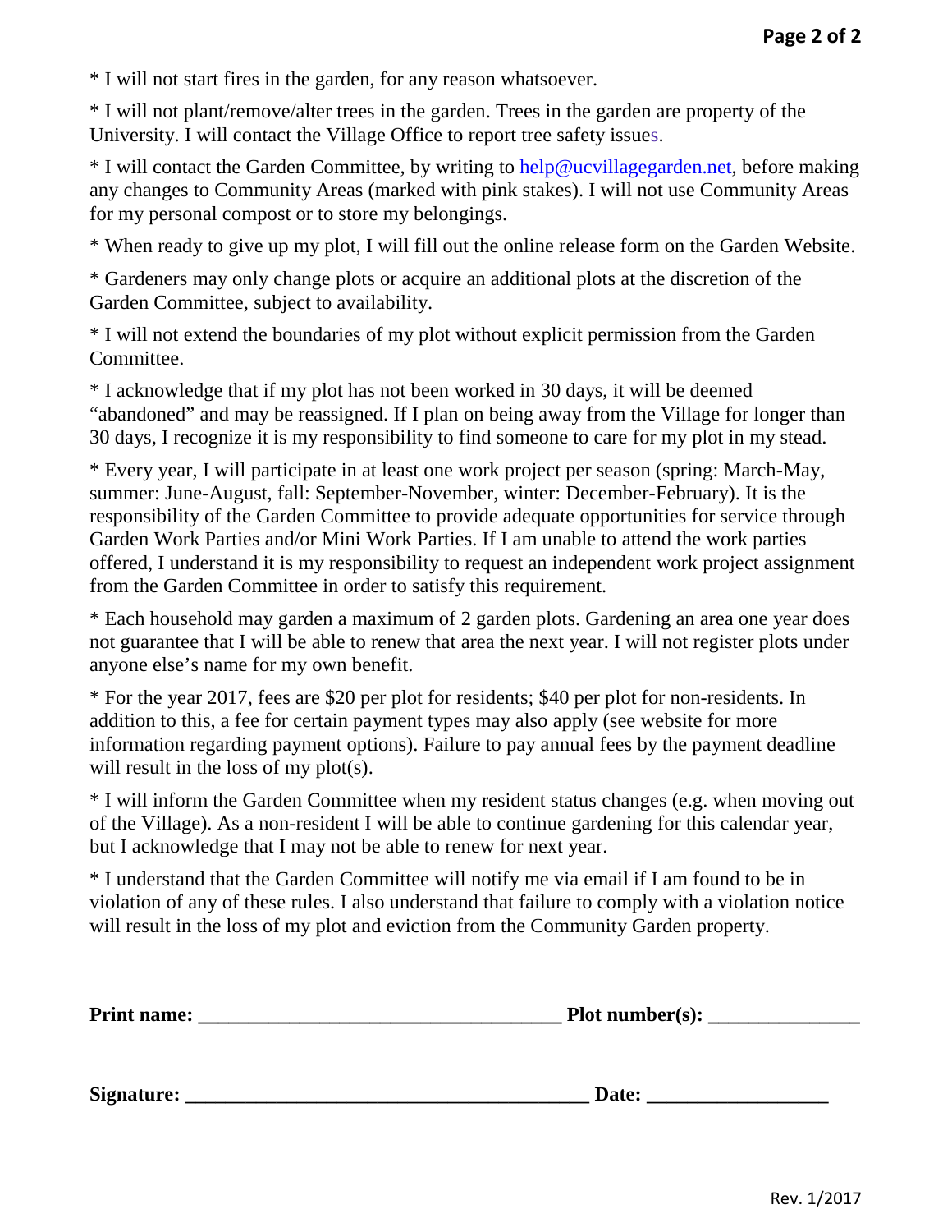* I will not start fires in the garden, for any reason whatsoever.

* I will not plant/remove/alter trees in the garden. Trees in the garden are property of the University. I will contact the Village Office to report tree safety issues.

* I will contact the Garden Committee, by writing to help@ucvillagegarden.net, before making any changes to Community Areas (marked with pink stakes). I will not use Community Areas for my personal compost or to store my belongings.

* When ready to give up my plot, I will fill out the online release form on the Garden Website.

* Gardeners may only change plots or acquire an additional plots at the discretion of the Garden Committee, subject to availability.

* I will not extend the boundaries of my plot without explicit permission from the Garden Committee.

* I acknowledge that if my plot has not been worked in 30 days, it will be deemed "abandoned" and may be reassigned. If I plan on being away from the Village for longer than 30 days, I recognize it is my responsibility to find someone to care for my plot in my stead.

* Every year, I will participate in at least one work project per season (spring: March-May, summer: June-August, fall: September-November, winter: December-February). It is the responsibility of the Garden Committee to provide adequate opportunities for service through Garden Work Parties and/or Mini Work Parties. If I am unable to attend the work parties offered, I understand it is my responsibility to request an independent work project assignment from the Garden Committee in order to satisfy this requirement.

* Each household may garden a maximum of 2 garden plots. Gardening an area one year does not guarantee that I will be able to renew that area the next year. I will not register plots under anyone else's name for my own benefit.

* For the year 2017, fees are $20 per plot for residents; $40 per plot for non-residents. In addition to this, a fee for certain payment types may also apply (see website for more information regarding payment options). Failure to pay annual fees by the payment deadline will result in the loss of my plot(s).

* I will inform the Garden Committee when my resident status changes (e.g. when moving out of the Village). As a non-resident I will be able to continue gardening for this calendar year, but I acknowledge that I may not be able to renew for next year.

* I understand that the Garden Committee will notify me via email if I am found to be in violation of any of these rules. I also understand that failure to comply with a violation notice will result in the loss of my plot and eviction from the Community Garden property.

**Print name: ___________________________________ Plot number(s): ______________**

**Signature: _______________________________________ Date: _________________**

Rev. 1/2017